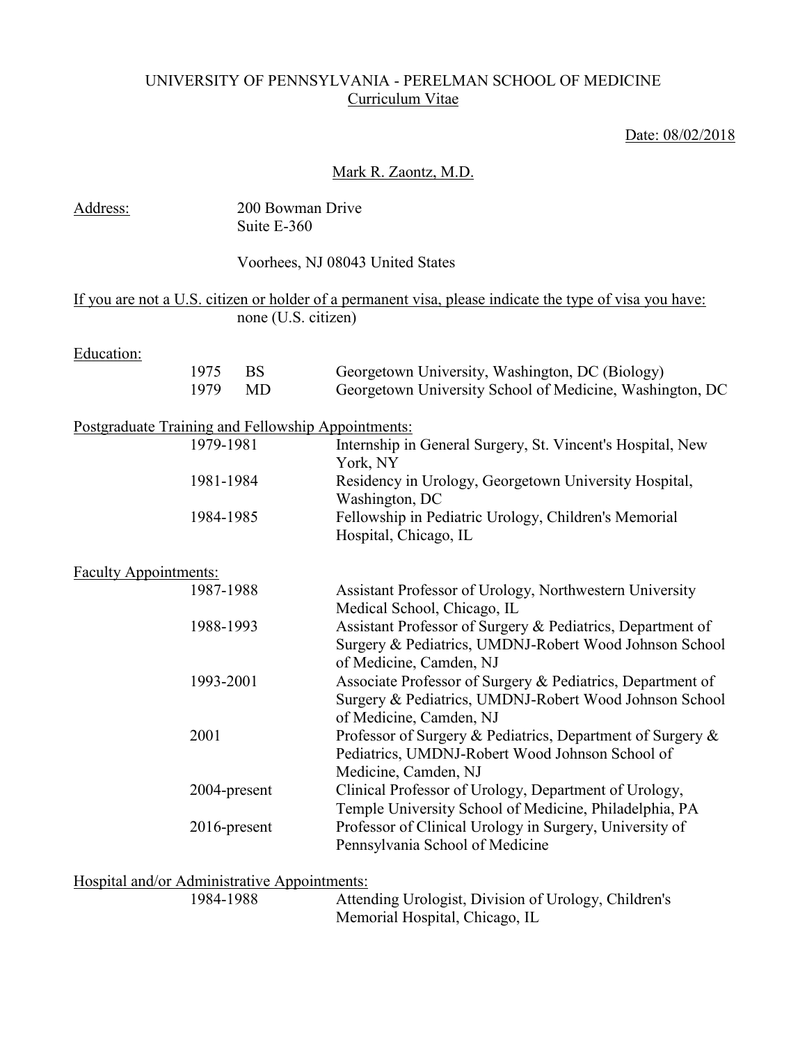UNIVERSITY OF PENNSYLVANIA - PERELMAN SCHOOL OF MEDICINE
Curriculum Vitae

Date: 08/02/2018

Mark R. Zaontz, M.D.

**Address:** 200 Bowman Drive
Suite E-360

Voorhees, NJ 08043 United States

**If you are not a U.S. citizen or holder of a permanent visa, please indicate the type of visa you have:**
none (U.S. citizen)

**Education:**

| | | |
|---|---|---|
| 1975 | BS | Georgetown University, Washington, DC (Biology) |
| 1979 | MD | Georgetown University School of Medicine, Washington, DC |

**Postgraduate Training and Fellowship Appointments:**

| | |
|---|---|
| 1979-1981 | Internship in General Surgery, St. Vincent's Hospital, New York, NY |
| 1981-1984 | Residency in Urology, Georgetown University Hospital, Washington, DC |
| 1984-1985 | Fellowship in Pediatric Urology, Children's Memorial Hospital, Chicago, IL |

**Faculty Appointments:**

| | |
|---|---|
| 1987-1988 | Assistant Professor of Urology, Northwestern University Medical School, Chicago, IL |
| 1988-1993 | Assistant Professor of Surgery & Pediatrics, Department of Surgery & Pediatrics, UMDNJ-Robert Wood Johnson School of Medicine, Camden, NJ |
| 1993-2001 | Associate Professor of Surgery & Pediatrics, Department of Surgery & Pediatrics, UMDNJ-Robert Wood Johnson School of Medicine, Camden, NJ |
| 2001 | Professor of Surgery & Pediatrics, Department of Surgery & Pediatrics, UMDNJ-Robert Wood Johnson School of Medicine, Camden, NJ |
| 2004-present | Clinical Professor of Urology, Department of Urology, Temple University School of Medicine, Philadelphia, PA |
| 2016-present | Professor of Clinical Urology in Surgery, University of Pennsylvania School of Medicine |

**Hospital and/or Administrative Appointments:**

| | |
|---|---|
| 1984-1988 | Attending Urologist, Division of Urology, Children's Memorial Hospital, Chicago, IL |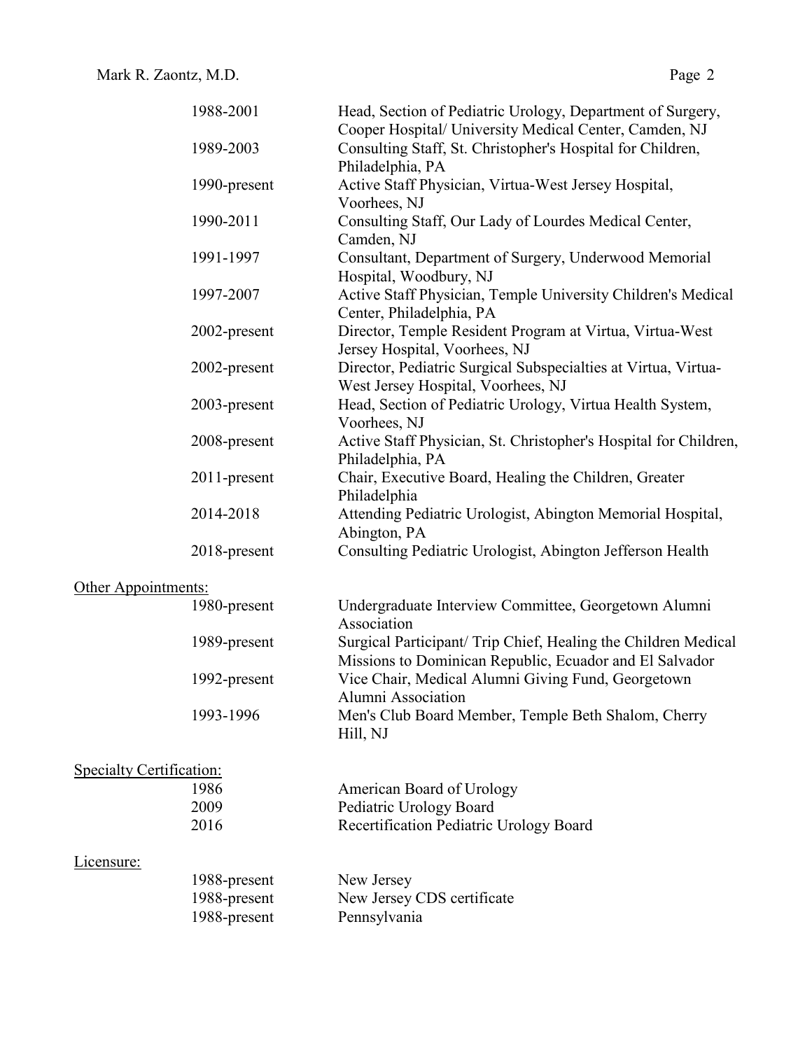| | |
|---|---|
| 1988-2001 | Head, Section of Pediatric Urology, Department of Surgery, Cooper Hospital/ University Medical Center, Camden, NJ |
| 1989-2003 | Consulting Staff, St. Christopher's Hospital for Children, Philadelphia, PA |
| 1990-present | Active Staff Physician, Virtua-West Jersey Hospital, Voorhees, NJ |
| 1990-2011 | Consulting Staff, Our Lady of Lourdes Medical Center, Camden, NJ |
| 1991-1997 | Consultant, Department of Surgery, Underwood Memorial Hospital, Woodbury, NJ |
| 1997-2007 | Active Staff Physician, Temple University Children's Medical Center, Philadelphia, PA |
| 2002-present | Director, Temple Resident Program at Virtua, Virtua-West Jersey Hospital, Voorhees, NJ |
| 2002-present | Director, Pediatric Surgical Subspecialties at Virtua, Virtua-West Jersey Hospital, Voorhees, NJ |
| 2003-present | Head, Section of Pediatric Urology, Virtua Health System, Voorhees, NJ |
| 2008-present | Active Staff Physician, St. Christopher's Hospital for Children, Philadelphia, PA |
| 2011-present | Chair, Executive Board, Healing the Children, Greater Philadelphia |
| 2014-2018 | Attending Pediatric Urologist, Abington Memorial Hospital, Abington, PA |
| 2018-present | Consulting Pediatric Urologist, Abington Jefferson Health |

<u>Other Appointments:</u>

| | |
|---|---|
| 1980-present | Undergraduate Interview Committee, Georgetown Alumni Association |
| 1989-present | Surgical Participant/ Trip Chief, Healing the Children Medical Missions to Dominican Republic, Ecuador and El Salvador |
| 1992-present | Vice Chair, Medical Alumni Giving Fund, Georgetown Alumni Association |
| 1993-1996 | Men's Club Board Member, Temple Beth Shalom, Cherry Hill, NJ |

<u>Specialty Certification:</u>

| | |
|---|---|
| 1986 | American Board of Urology |
| 2009 | Pediatric Urology Board |
| 2016 | Recertification Pediatric Urology Board |

<u>Licensure:</u>

| | |
|---|---|
| 1988-present | New Jersey |
| 1988-present | New Jersey CDS certificate |
| 1988-present | Pennsylvania |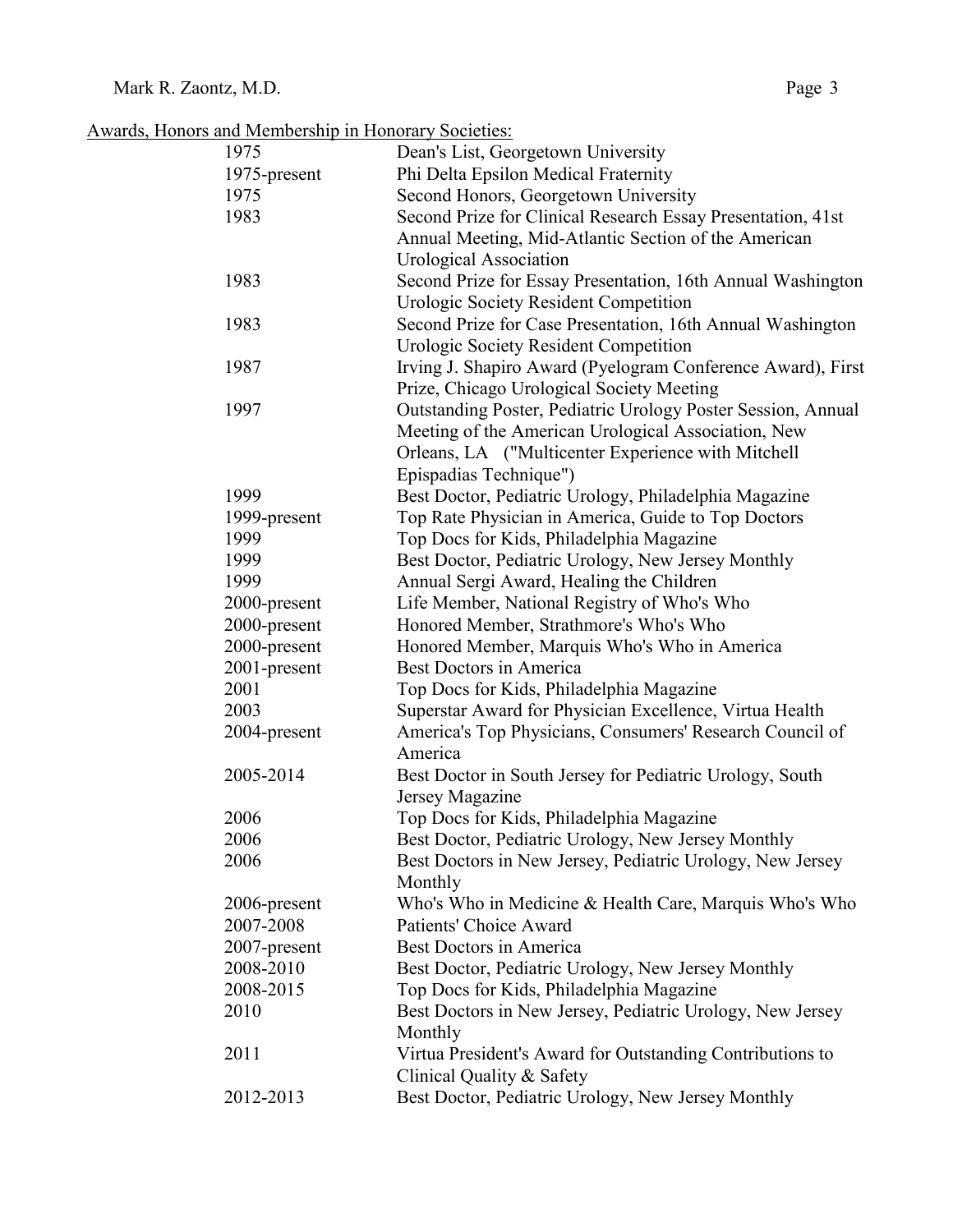Awards, Honors and Membership in Honorary Societies:

| | |
|---|---|
| 1975 | Dean's List, Georgetown University |
| 1975-present | Phi Delta Epsilon Medical Fraternity |
| 1975 | Second Honors, Georgetown University |
| 1983 | Second Prize for Clinical Research Essay Presentation, 41st Annual Meeting, Mid-Atlantic Section of the American Urological Association |
| 1983 | Second Prize for Essay Presentation, 16th Annual Washington Urologic Society Resident Competition |
| 1983 | Second Prize for Case Presentation, 16th Annual Washington Urologic Society Resident Competition |
| 1987 | Irving J. Shapiro Award (Pyelogram Conference Award), First Prize, Chicago Urological Society Meeting |
| 1997 | Outstanding Poster, Pediatric Urology Poster Session, Annual Meeting of the American Urological Association, New Orleans, LA ("Multicenter Experience with Mitchell Epispadias Technique") |
| 1999 | Best Doctor, Pediatric Urology, Philadelphia Magazine |
| 1999-present | Top Rate Physician in America, Guide to Top Doctors |
| 1999 | Top Docs for Kids, Philadelphia Magazine |
| 1999 | Best Doctor, Pediatric Urology, New Jersey Monthly |
| 1999 | Annual Sergi Award, Healing the Children |
| 2000-present | Life Member, National Registry of Who's Who |
| 2000-present | Honored Member, Strathmore's Who's Who |
| 2000-present | Honored Member, Marquis Who's Who in America |
| 2001-present | Best Doctors in America |
| 2001 | Top Docs for Kids, Philadelphia Magazine |
| 2003 | Superstar Award for Physician Excellence, Virtua Health |
| 2004-present | America's Top Physicians, Consumers' Research Council of America |
| 2005-2014 | Best Doctor in South Jersey for Pediatric Urology, South Jersey Magazine |
| 2006 | Top Docs for Kids, Philadelphia Magazine |
| 2006 | Best Doctor, Pediatric Urology, New Jersey Monthly |
| 2006 | Best Doctors in New Jersey, Pediatric Urology, New Jersey Monthly |
| 2006-present | Who's Who in Medicine & Health Care, Marquis Who's Who |
| 2007-2008 | Patients' Choice Award |
| 2007-present | Best Doctors in America |
| 2008-2010 | Best Doctor, Pediatric Urology, New Jersey Monthly |
| 2008-2015 | Top Docs for Kids, Philadelphia Magazine |
| 2010 | Best Doctors in New Jersey, Pediatric Urology, New Jersey Monthly |
| 2011 | Virtua President's Award for Outstanding Contributions to Clinical Quality & Safety |
| 2012-2013 | Best Doctor, Pediatric Urology, New Jersey Monthly |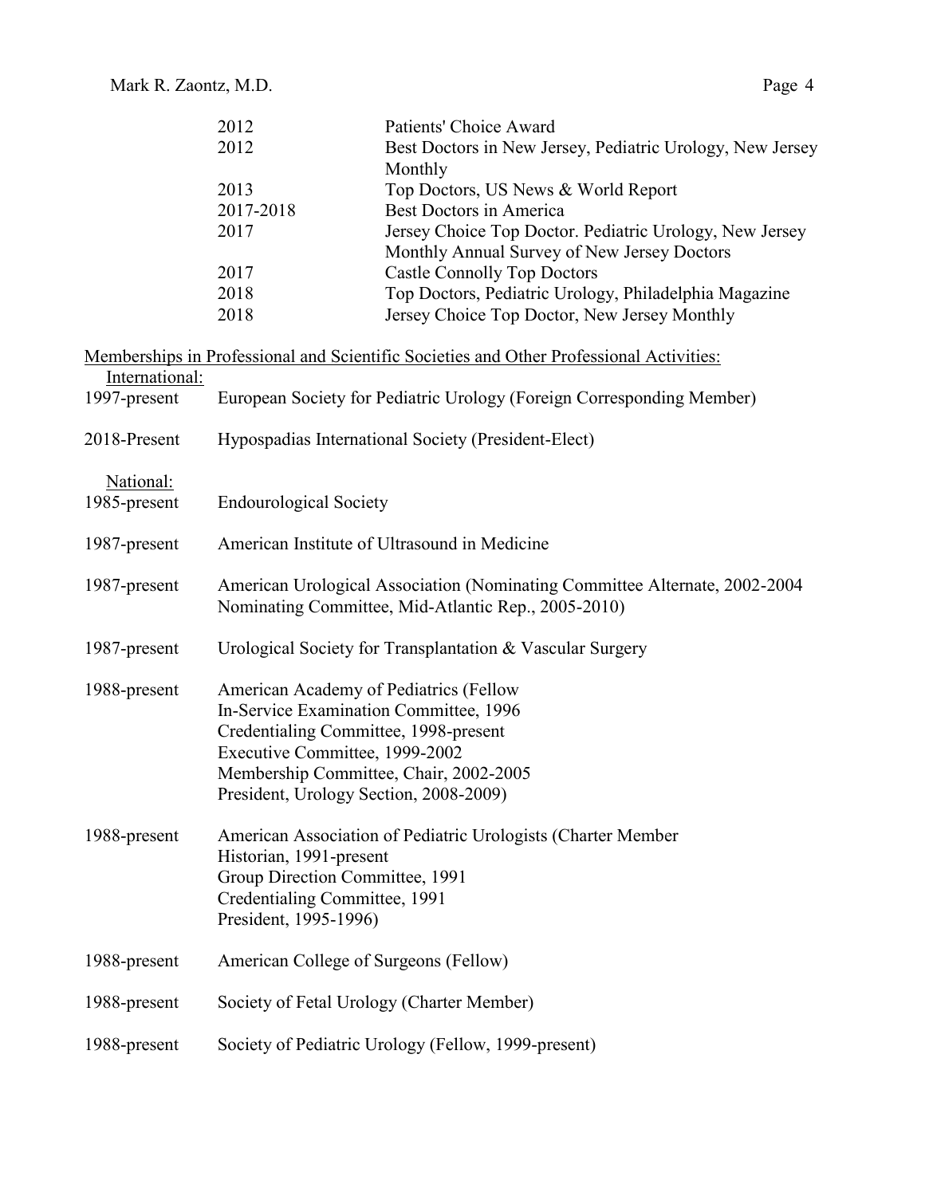| | |
|---|---|
| 2012 | Patients' Choice Award |
| 2012 | Best Doctors in New Jersey, Pediatric Urology, New Jersey Monthly |
| 2013 | Top Doctors, US News & World Report |
| 2017-2018 | Best Doctors in America |
| 2017 | Jersey Choice Top Doctor. Pediatric Urology, New Jersey Monthly Annual Survey of New Jersey Doctors |
| 2017 | Castle Connolly Top Doctors |
| 2018 | Top Doctors, Pediatric Urology, Philadelphia Magazine |
| 2018 | Jersey Choice Top Doctor, New Jersey Monthly |

<u>Memberships in Professional and Scientific Societies and Other Professional Activities:</u>

<u>International:</u>

1997-present European Society for Pediatric Urology (Foreign Corresponding Member)

2018-Present Hypospadias International Society (President-Elect)

<u>National:</u>

1985-present Endourological Society

1987-present American Institute of Ultrasound in Medicine

1987-present American Urological Association (Nominating Committee Alternate, 2002-2004 Nominating Committee, Mid-Atlantic Rep., 2005-2010)

1987-present Urological Society for Transplantation & Vascular Surgery

1988-present American Academy of Pediatrics (Fellow
In-Service Examination Committee, 1996
Credentialing Committee, 1998-present
Executive Committee, 1999-2002
Membership Committee, Chair, 2002-2005
President, Urology Section, 2008-2009)

1988-present American Association of Pediatric Urologists (Charter Member
Historian, 1991-present
Group Direction Committee, 1991
Credentialing Committee, 1991
President, 1995-1996)

1988-present American College of Surgeons (Fellow)

1988-present Society of Fetal Urology (Charter Member)

1988-present Society of Pediatric Urology (Fellow, 1999-present)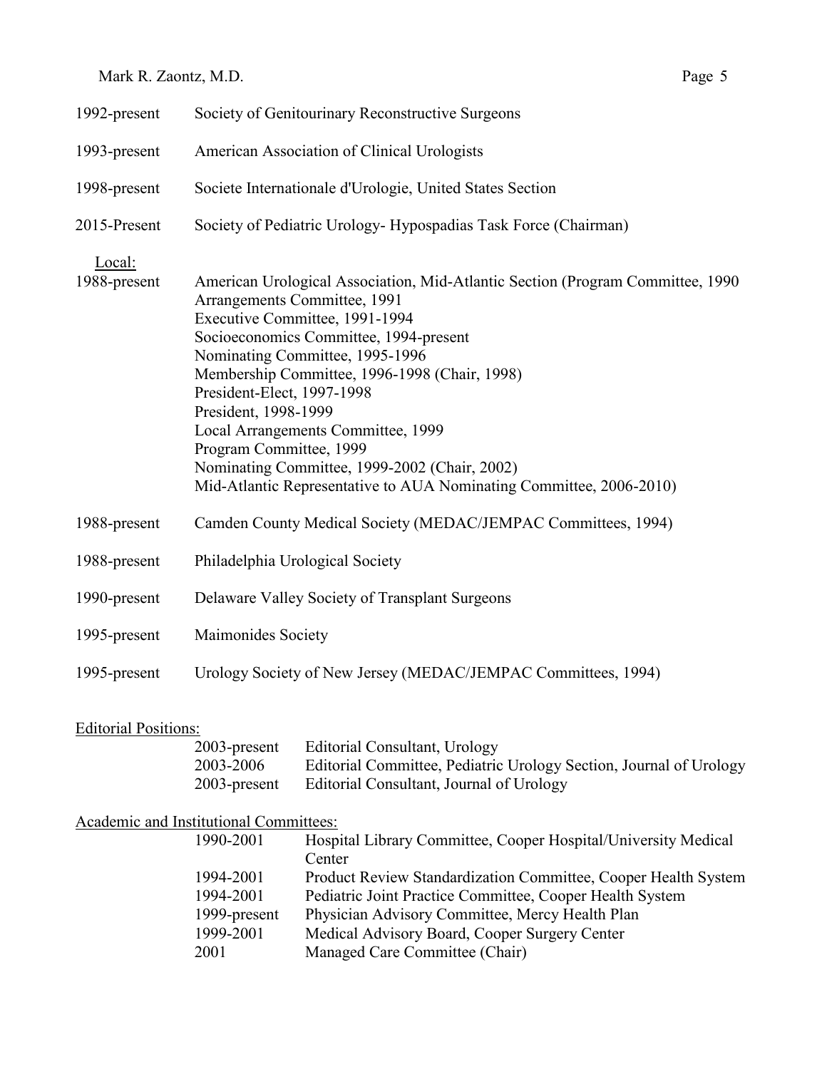| | |
|---|---|
| 1992-present | Society of Genitourinary Reconstructive Surgeons |
| 1993-present | American Association of Clinical Urologists |
| 1998-present | Societe Internationale d'Urologie, United States Section |
| 2015-Present | Society of Pediatric Urology- Hypospadias Task Force (Chairman) |

Local:

| | |
|---|---|
| 1988-present | American Urological Association, Mid-Atlantic Section (Program Committee, 1990<br>Arrangements Committee, 1991<br>Executive Committee, 1991-1994<br>Socioeconomics Committee, 1994-present<br>Nominating Committee, 1995-1996<br>Membership Committee, 1996-1998 (Chair, 1998)<br>President-Elect, 1997-1998<br>President, 1998-1999<br>Local Arrangements Committee, 1999<br>Program Committee, 1999<br>Nominating Committee, 1999-2002 (Chair, 2002)<br>Mid-Atlantic Representative to AUA Nominating Committee, 2006-2010) |
| 1988-present | Camden County Medical Society (MEDAC/JEMPAC Committees, 1994) |
| 1988-present | Philadelphia Urological Society |
| 1990-present | Delaware Valley Society of Transplant Surgeons |
| 1995-present | Maimonides Society |
| 1995-present | Urology Society of New Jersey (MEDAC/JEMPAC Committees, 1994) |

Editorial Positions:

| | |
|---|---|
| 2003-present | Editorial Consultant, Urology |
| 2003-2006 | Editorial Committee, Pediatric Urology Section, Journal of Urology |
| 2003-present | Editorial Consultant, Journal of Urology |

Academic and Institutional Committees:

| | |
|---|---|
| 1990-2001 | Hospital Library Committee, Cooper Hospital/University Medical Center |
| 1994-2001 | Product Review Standardization Committee, Cooper Health System |
| 1994-2001 | Pediatric Joint Practice Committee, Cooper Health System |
| 1999-present | Physician Advisory Committee, Mercy Health Plan |
| 1999-2001 | Medical Advisory Board, Cooper Surgery Center |
| 2001 | Managed Care Committee (Chair) |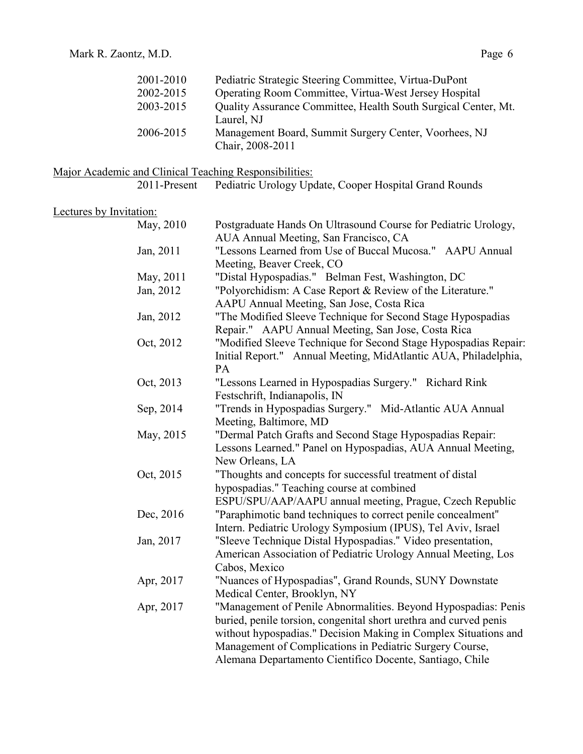| | |
|---|---|
| 2001-2010 | Pediatric Strategic Steering Committee, Virtua-DuPont |
| 2002-2015 | Operating Room Committee, Virtua-West Jersey Hospital |
| 2003-2015 | Quality Assurance Committee, Health South Surgical Center, Mt. Laurel, NJ |
| 2006-2015 | Management Board, Summit Surgery Center, Voorhees, NJ<br>Chair, 2008-2011 |

<u>Major Academic and Clinical Teaching Responsibilities:</u>

| | |
|---|---|
| 2011-Present | Pediatric Urology Update, Cooper Hospital Grand Rounds |

<u>Lectures by Invitation:</u>

| | |
|---|---|
| May, 2010 | Postgraduate Hands On Ultrasound Course for Pediatric Urology, AUA Annual Meeting, San Francisco, CA |
| Jan, 2011 | "Lessons Learned from Use of Buccal Mucosa." AAPU Annual Meeting, Beaver Creek, CO |
| May, 2011 | "Distal Hypospadias." Belman Fest, Washington, DC |
| Jan, 2012 | "Polyorchidism: A Case Report & Review of the Literature." AAPU Annual Meeting, San Jose, Costa Rica |
| Jan, 2012 | "The Modified Sleeve Technique for Second Stage Hypospadias Repair." AAPU Annual Meeting, San Jose, Costa Rica |
| Oct, 2012 | "Modified Sleeve Technique for Second Stage Hypospadias Repair: Initial Report." Annual Meeting, MidAtlantic AUA, Philadelphia, PA |
| Oct, 2013 | "Lessons Learned in Hypospadias Surgery." Richard Rink Festschrift, Indianapolis, IN |
| Sep, 2014 | "Trends in Hypospadias Surgery." Mid-Atlantic AUA Annual Meeting, Baltimore, MD |
| May, 2015 | "Dermal Patch Grafts and Second Stage Hypospadias Repair: Lessons Learned." Panel on Hypospadias, AUA Annual Meeting, New Orleans, LA |
| Oct, 2015 | "Thoughts and concepts for successful treatment of distal hypospadias." Teaching course at combined ESPU/SPU/AAP/AAPU annual meeting, Prague, Czech Republic |
| Dec, 2016 | "Paraphimotic band techniques to correct penile concealment" Intern. Pediatric Urology Symposium (IPUS), Tel Aviv, Israel |
| Jan, 2017 | "Sleeve Technique Distal Hypospadias." Video presentation, American Association of Pediatric Urology Annual Meeting, Los Cabos, Mexico |
| Apr, 2017 | "Nuances of Hypospadias", Grand Rounds, SUNY Downstate Medical Center, Brooklyn, NY |
| Apr, 2017 | "Management of Penile Abnormalities. Beyond Hypospadias: Penis buried, penile torsion, congenital short urethra and curved penis without hypospadias." Decision Making in Complex Situations and Management of Complications in Pediatric Surgery Course, Alemana Departamento Cientifico Docente, Santiago, Chile |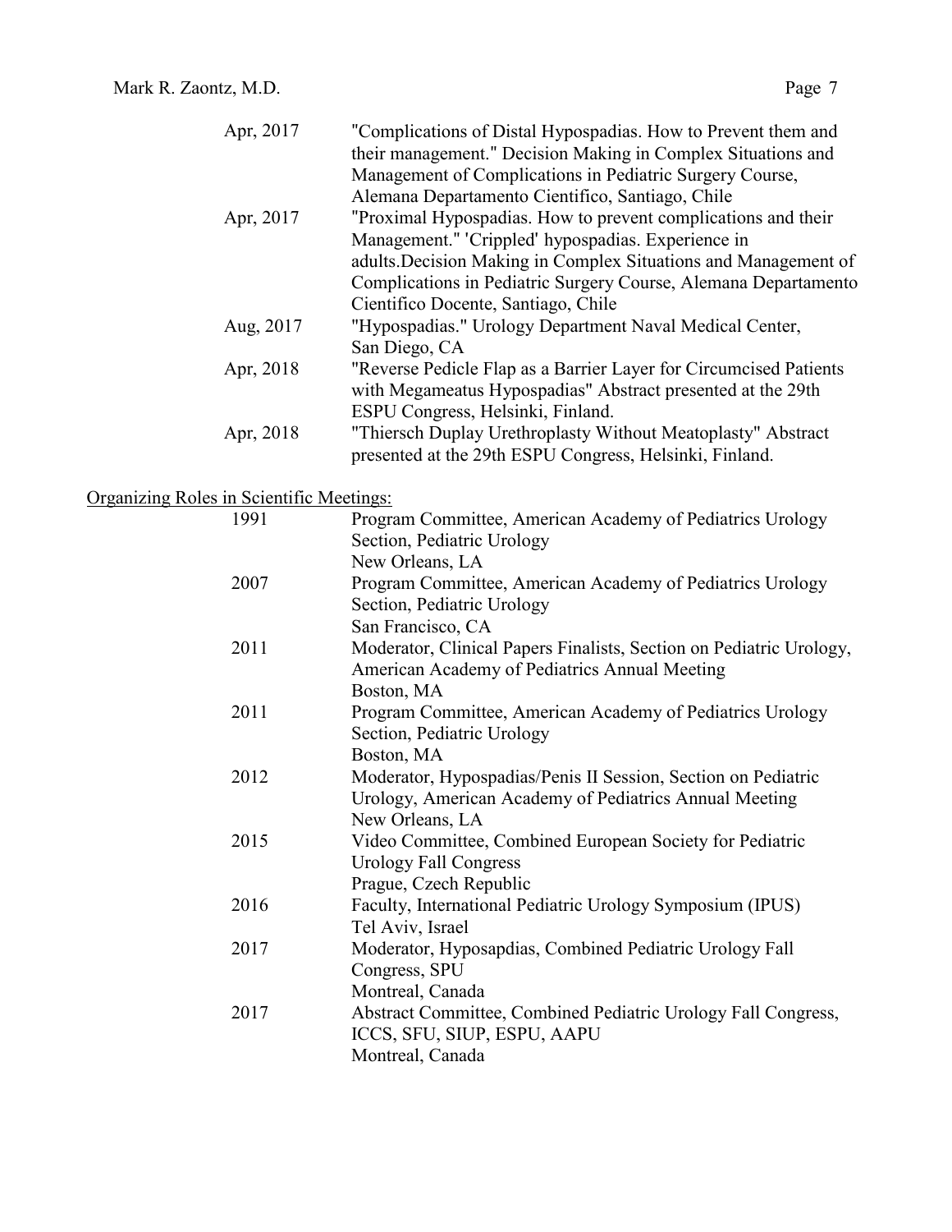| | |
|---|---|
| Apr, 2017 | "Complications of Distal Hypospadias. How to Prevent them and their management." Decision Making in Complex Situations and Management of Complications in Pediatric Surgery Course, Alemana Departamento Cientifico, Santiago, Chile |
| Apr, 2017 | "Proximal Hypospadias. How to prevent complications and their Management." 'Crippled' hypospadias. Experience in adults.Decision Making in Complex Situations and Management of Complications in Pediatric Surgery Course, Alemana Departamento Cientifico Docente, Santiago, Chile |
| Aug, 2017 | "Hypospadias." Urology Department Naval Medical Center, San Diego, CA |
| Apr, 2018 | "Reverse Pedicle Flap as a Barrier Layer for Circumcised Patients with Megameatus Hypospadias" Abstract presented at the 29th ESPU Congress, Helsinki, Finland. |
| Apr, 2018 | "Thiersch Duplay Urethroplasty Without Meatoplasty" Abstract presented at the 29th ESPU Congress, Helsinki, Finland. |

<u>Organizing Roles in Scientific Meetings:</u>

| | |
|---|---|
| 1991 | Program Committee, American Academy of Pediatrics Urology Section, Pediatric Urology<br>New Orleans, LA |
| 2007 | Program Committee, American Academy of Pediatrics Urology Section, Pediatric Urology<br>San Francisco, CA |
| 2011 | Moderator, Clinical Papers Finalists, Section on Pediatric Urology, American Academy of Pediatrics Annual Meeting<br>Boston, MA |
| 2011 | Program Committee, American Academy of Pediatrics Urology Section, Pediatric Urology<br>Boston, MA |
| 2012 | Moderator, Hypospadias/Penis II Session, Section on Pediatric Urology, American Academy of Pediatrics Annual Meeting<br>New Orleans, LA |
| 2015 | Video Committee, Combined European Society for Pediatric Urology Fall Congress<br>Prague, Czech Republic |
| 2016 | Faculty, International Pediatric Urology Symposium (IPUS)<br>Tel Aviv, Israel |
| 2017 | Moderator, Hyposapdias, Combined Pediatric Urology Fall Congress, SPU<br>Montreal, Canada |
| 2017 | Abstract Committee, Combined Pediatric Urology Fall Congress, ICCS, SFU, SIUP, ESPU, AAPU<br>Montreal, Canada |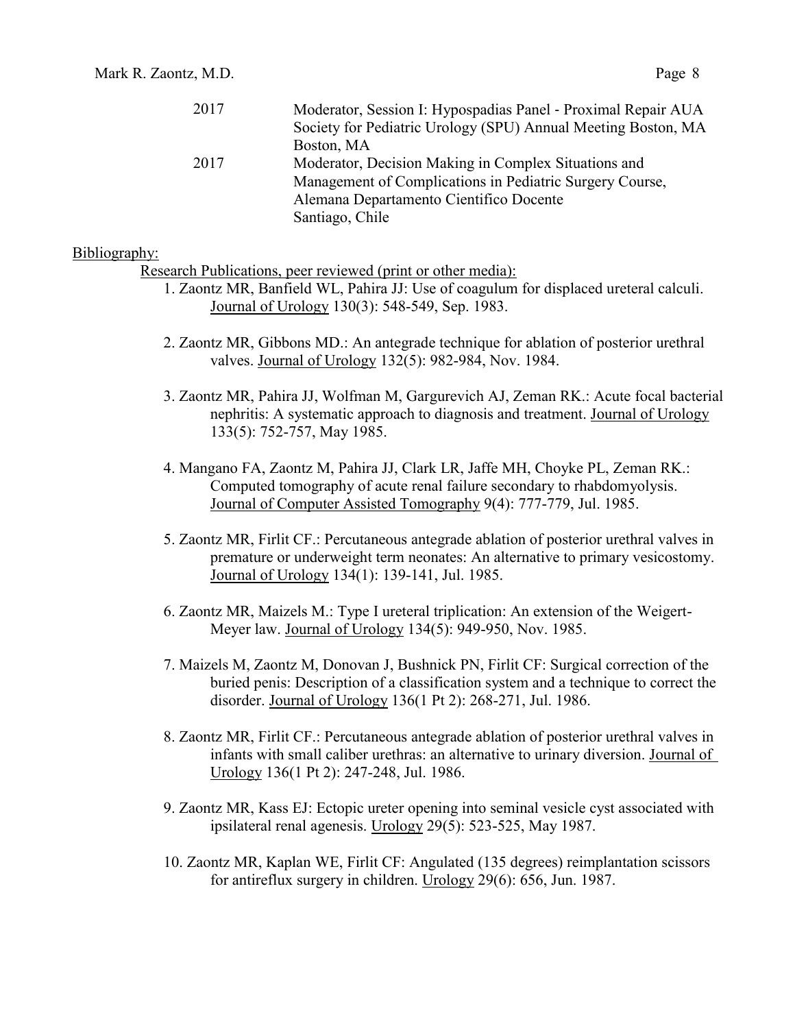| | |
|---|---|
| 2017 | Moderator, Session I: Hypospadias Panel - Proximal Repair AUA Society for Pediatric Urology (SPU) Annual Meeting Boston, MA Boston, MA |
| 2017 | Moderator, Decision Making in Complex Situations and Management of Complications in Pediatric Surgery Course, Alemana Departamento Cientifico Docente Santiago, Chile |

Bibliography:

Research Publications, peer reviewed (print or other media):

1. Zaontz MR, Banfield WL, Pahira JJ: Use of coagulum for displaced ureteral calculi. Journal of Urology 130(3): 548-549, Sep. 1983.

2. Zaontz MR, Gibbons MD.: An antegrade technique for ablation of posterior urethral valves. Journal of Urology 132(5): 982-984, Nov. 1984.

3. Zaontz MR, Pahira JJ, Wolfman M, Gargurevich AJ, Zeman RK.: Acute focal bacterial nephritis: A systematic approach to diagnosis and treatment. Journal of Urology 133(5): 752-757, May 1985.

4. Mangano FA, Zaontz M, Pahira JJ, Clark LR, Jaffe MH, Choyke PL, Zeman RK.: Computed tomography of acute renal failure secondary to rhabdomyolysis. Journal of Computer Assisted Tomography 9(4): 777-779, Jul. 1985.

5. Zaontz MR, Firlit CF.: Percutaneous antegrade ablation of posterior urethral valves in premature or underweight term neonates: An alternative to primary vesicostomy. Journal of Urology 134(1): 139-141, Jul. 1985.

6. Zaontz MR, Maizels M.: Type I ureteral triplication: An extension of the Weigert-Meyer law. Journal of Urology 134(5): 949-950, Nov. 1985.

7. Maizels M, Zaontz M, Donovan J, Bushnick PN, Firlit CF: Surgical correction of the buried penis: Description of a classification system and a technique to correct the disorder. Journal of Urology 136(1 Pt 2): 268-271, Jul. 1986.

8. Zaontz MR, Firlit CF.: Percutaneous antegrade ablation of posterior urethral valves in infants with small caliber urethras: an alternative to urinary diversion. Journal of Urology 136(1 Pt 2): 247-248, Jul. 1986.

9. Zaontz MR, Kass EJ: Ectopic ureter opening into seminal vesicle cyst associated with ipsilateral renal agenesis. Urology 29(5): 523-525, May 1987.

10. Zaontz MR, Kaplan WE, Firlit CF: Angulated (135 degrees) reimplantation scissors for antireflux surgery in children. Urology 29(6): 656, Jun. 1987.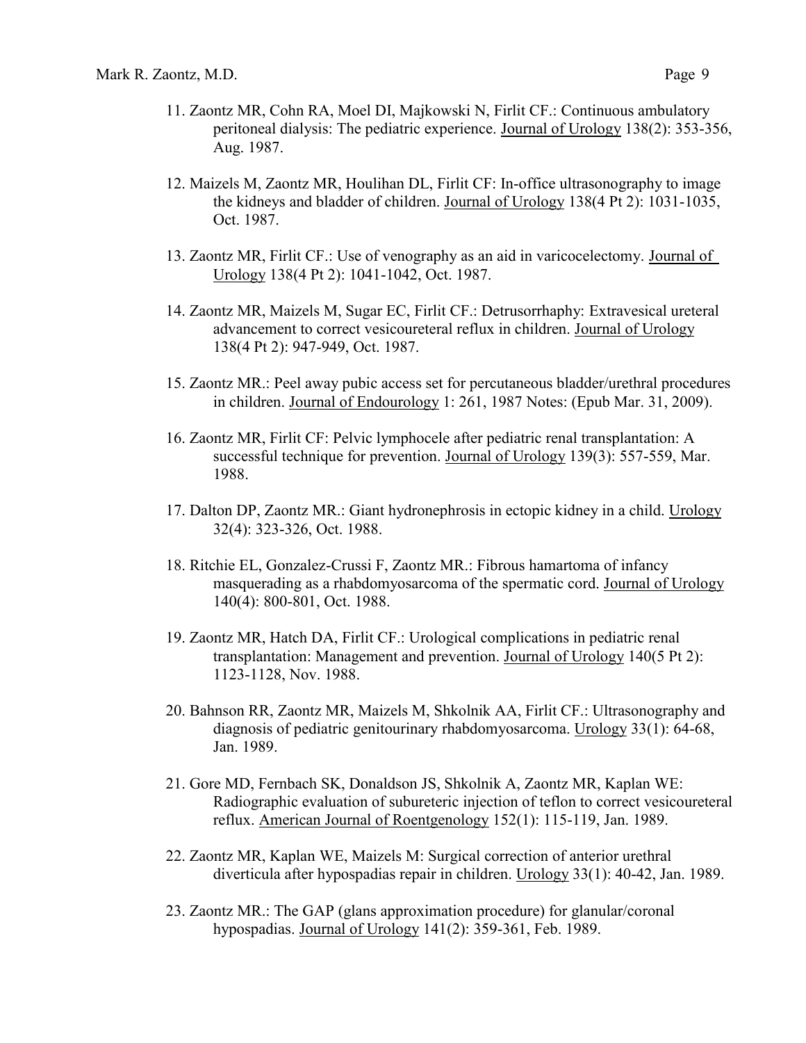11. Zaontz MR, Cohn RA, Moel DI, Majkowski N, Firlit CF.: Continuous ambulatory peritoneal dialysis: The pediatric experience. Journal of Urology 138(2): 353-356, Aug. 1987.

12. Maizels M, Zaontz MR, Houlihan DL, Firlit CF: In-office ultrasonography to image the kidneys and bladder of children. Journal of Urology 138(4 Pt 2): 1031-1035, Oct. 1987.

13. Zaontz MR, Firlit CF.: Use of venography as an aid in varicocelectomy. Journal of Urology 138(4 Pt 2): 1041-1042, Oct. 1987.

14. Zaontz MR, Maizels M, Sugar EC, Firlit CF.: Detrusorrhaphy: Extravesical ureteral advancement to correct vesicoureteral reflux in children. Journal of Urology 138(4 Pt 2): 947-949, Oct. 1987.

15. Zaontz MR.: Peel away pubic access set for percutaneous bladder/urethral procedures in children. Journal of Endourology 1: 261, 1987 Notes: (Epub Mar. 31, 2009).

16. Zaontz MR, Firlit CF: Pelvic lymphocele after pediatric renal transplantation: A successful technique for prevention. Journal of Urology 139(3): 557-559, Mar. 1988.

17. Dalton DP, Zaontz MR.: Giant hydronephrosis in ectopic kidney in a child. Urology 32(4): 323-326, Oct. 1988.

18. Ritchie EL, Gonzalez-Crussi F, Zaontz MR.: Fibrous hamartoma of infancy masquerading as a rhabdomyosarcoma of the spermatic cord. Journal of Urology 140(4): 800-801, Oct. 1988.

19. Zaontz MR, Hatch DA, Firlit CF.: Urological complications in pediatric renal transplantation: Management and prevention. Journal of Urology 140(5 Pt 2): 1123-1128, Nov. 1988.

20. Bahnson RR, Zaontz MR, Maizels M, Shkolnik AA, Firlit CF.: Ultrasonography and diagnosis of pediatric genitourinary rhabdomyosarcoma. Urology 33(1): 64-68, Jan. 1989.

21. Gore MD, Fernbach SK, Donaldson JS, Shkolnik A, Zaontz MR, Kaplan WE: Radiographic evaluation of subureteric injection of teflon to correct vesicoureteral reflux. American Journal of Roentgenology 152(1): 115-119, Jan. 1989.

22. Zaontz MR, Kaplan WE, Maizels M: Surgical correction of anterior urethral diverticula after hypospadias repair in children. Urology 33(1): 40-42, Jan. 1989.

23. Zaontz MR.: The GAP (glans approximation procedure) for glanular/coronal hypospadias. Journal of Urology 141(2): 359-361, Feb. 1989.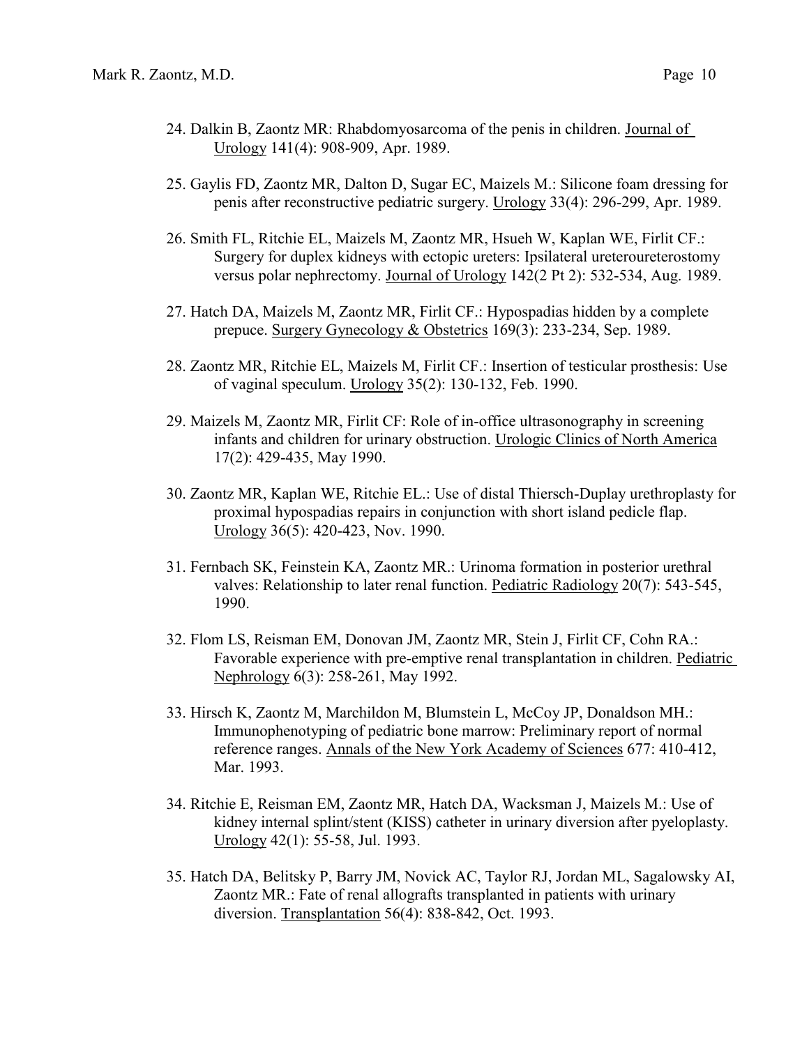24. Dalkin B, Zaontz MR: Rhabdomyosarcoma of the penis in children. Journal of Urology 141(4): 908-909, Apr. 1989.

25. Gaylis FD, Zaontz MR, Dalton D, Sugar EC, Maizels M.: Silicone foam dressing for penis after reconstructive pediatric surgery. Urology 33(4): 296-299, Apr. 1989.

26. Smith FL, Ritchie EL, Maizels M, Zaontz MR, Hsueh W, Kaplan WE, Firlit CF.: Surgery for duplex kidneys with ectopic ureters: Ipsilateral ureteroureterostomy versus polar nephrectomy. Journal of Urology 142(2 Pt 2): 532-534, Aug. 1989.

27. Hatch DA, Maizels M, Zaontz MR, Firlit CF.: Hypospadias hidden by a complete prepuce. Surgery Gynecology & Obstetrics 169(3): 233-234, Sep. 1989.

28. Zaontz MR, Ritchie EL, Maizels M, Firlit CF.: Insertion of testicular prosthesis: Use of vaginal speculum. Urology 35(2): 130-132, Feb. 1990.

29. Maizels M, Zaontz MR, Firlit CF: Role of in-office ultrasonography in screening infants and children for urinary obstruction. Urologic Clinics of North America 17(2): 429-435, May 1990.

30. Zaontz MR, Kaplan WE, Ritchie EL.: Use of distal Thiersch-Duplay urethroplasty for proximal hypospadias repairs in conjunction with short island pedicle flap. Urology 36(5): 420-423, Nov. 1990.

31. Fernbach SK, Feinstein KA, Zaontz MR.: Urinoma formation in posterior urethral valves: Relationship to later renal function. Pediatric Radiology 20(7): 543-545, 1990.

32. Flom LS, Reisman EM, Donovan JM, Zaontz MR, Stein J, Firlit CF, Cohn RA.: Favorable experience with pre-emptive renal transplantation in children. Pediatric Nephrology 6(3): 258-261, May 1992.

33. Hirsch K, Zaontz M, Marchildon M, Blumstein L, McCoy JP, Donaldson MH.: Immunophenotyping of pediatric bone marrow: Preliminary report of normal reference ranges. Annals of the New York Academy of Sciences 677: 410-412, Mar. 1993.

34. Ritchie E, Reisman EM, Zaontz MR, Hatch DA, Wacksman J, Maizels M.: Use of kidney internal splint/stent (KISS) catheter in urinary diversion after pyeloplasty. Urology 42(1): 55-58, Jul. 1993.

35. Hatch DA, Belitsky P, Barry JM, Novick AC, Taylor RJ, Jordan ML, Sagalowsky AI, Zaontz MR.: Fate of renal allografts transplanted in patients with urinary diversion. Transplantation 56(4): 838-842, Oct. 1993.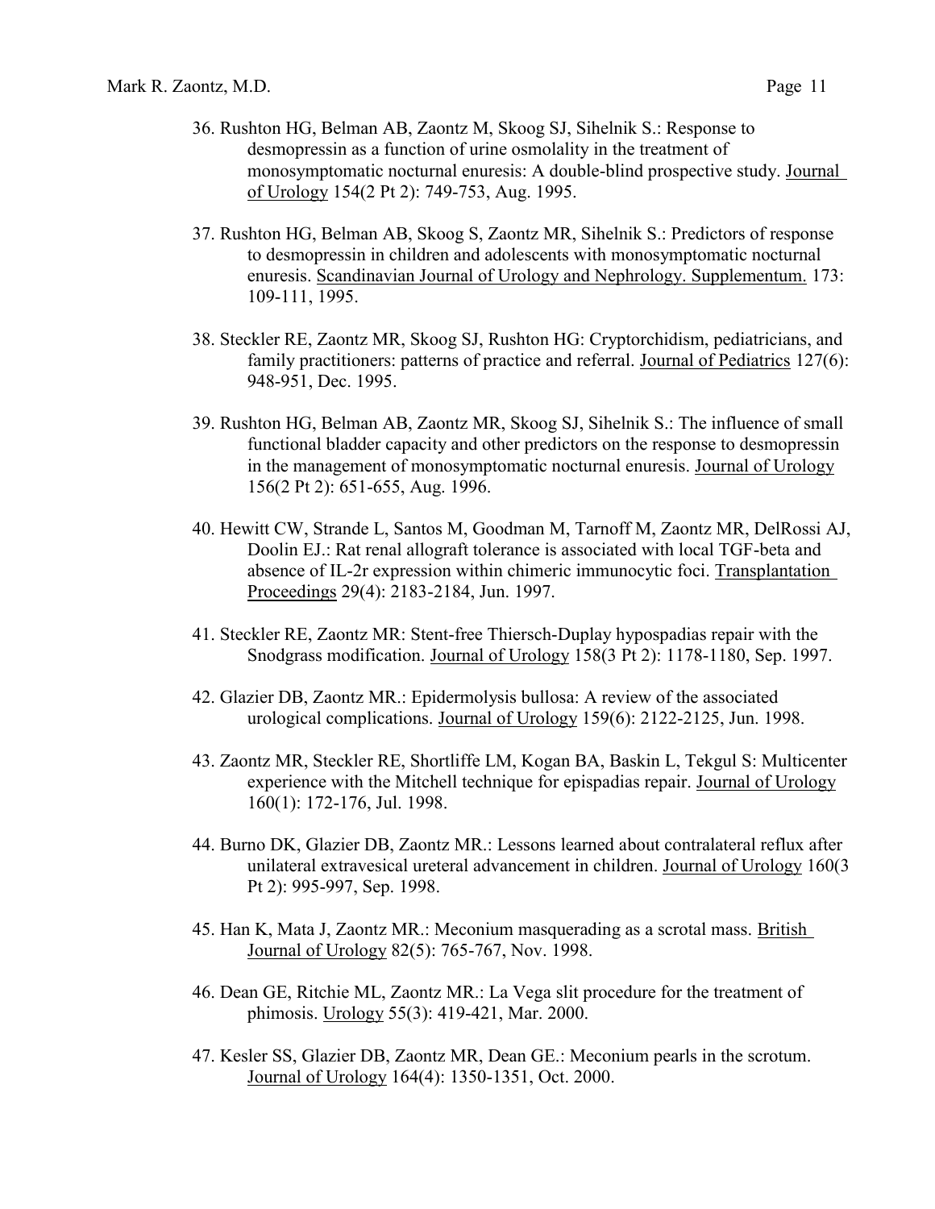36. Rushton HG, Belman AB, Zaontz M, Skoog SJ, Sihelnik S.: Response to desmopressin as a function of urine osmolality in the treatment of monosymptomatic nocturnal enuresis: A double-blind prospective study. Journal of Urology 154(2 Pt 2): 749-753, Aug. 1995.

37. Rushton HG, Belman AB, Skoog S, Zaontz MR, Sihelnik S.: Predictors of response to desmopressin in children and adolescents with monosymptomatic nocturnal enuresis. Scandinavian Journal of Urology and Nephrology. Supplementum. 173: 109-111, 1995.

38. Steckler RE, Zaontz MR, Skoog SJ, Rushton HG: Cryptorchidism, pediatricians, and family practitioners: patterns of practice and referral. Journal of Pediatrics 127(6): 948-951, Dec. 1995.

39. Rushton HG, Belman AB, Zaontz MR, Skoog SJ, Sihelnik S.: The influence of small functional bladder capacity and other predictors on the response to desmopressin in the management of monosymptomatic nocturnal enuresis. Journal of Urology 156(2 Pt 2): 651-655, Aug. 1996.

40. Hewitt CW, Strande L, Santos M, Goodman M, Tarnoff M, Zaontz MR, DelRossi AJ, Doolin EJ.: Rat renal allograft tolerance is associated with local TGF-beta and absence of IL-2r expression within chimeric immunocytic foci. Transplantation Proceedings 29(4): 2183-2184, Jun. 1997.

41. Steckler RE, Zaontz MR: Stent-free Thiersch-Duplay hypospadias repair with the Snodgrass modification. Journal of Urology 158(3 Pt 2): 1178-1180, Sep. 1997.

42. Glazier DB, Zaontz MR.: Epidermolysis bullosa: A review of the associated urological complications. Journal of Urology 159(6): 2122-2125, Jun. 1998.

43. Zaontz MR, Steckler RE, Shortliffe LM, Kogan BA, Baskin L, Tekgul S: Multicenter experience with the Mitchell technique for epispadias repair. Journal of Urology 160(1): 172-176, Jul. 1998.

44. Burno DK, Glazier DB, Zaontz MR.: Lessons learned about contralateral reflux after unilateral extravesical ureteral advancement in children. Journal of Urology 160(3 Pt 2): 995-997, Sep. 1998.

45. Han K, Mata J, Zaontz MR.: Meconium masquerading as a scrotal mass. British Journal of Urology 82(5): 765-767, Nov. 1998.

46. Dean GE, Ritchie ML, Zaontz MR.: La Vega slit procedure for the treatment of phimosis. Urology 55(3): 419-421, Mar. 2000.

47. Kesler SS, Glazier DB, Zaontz MR, Dean GE.: Meconium pearls in the scrotum. Journal of Urology 164(4): 1350-1351, Oct. 2000.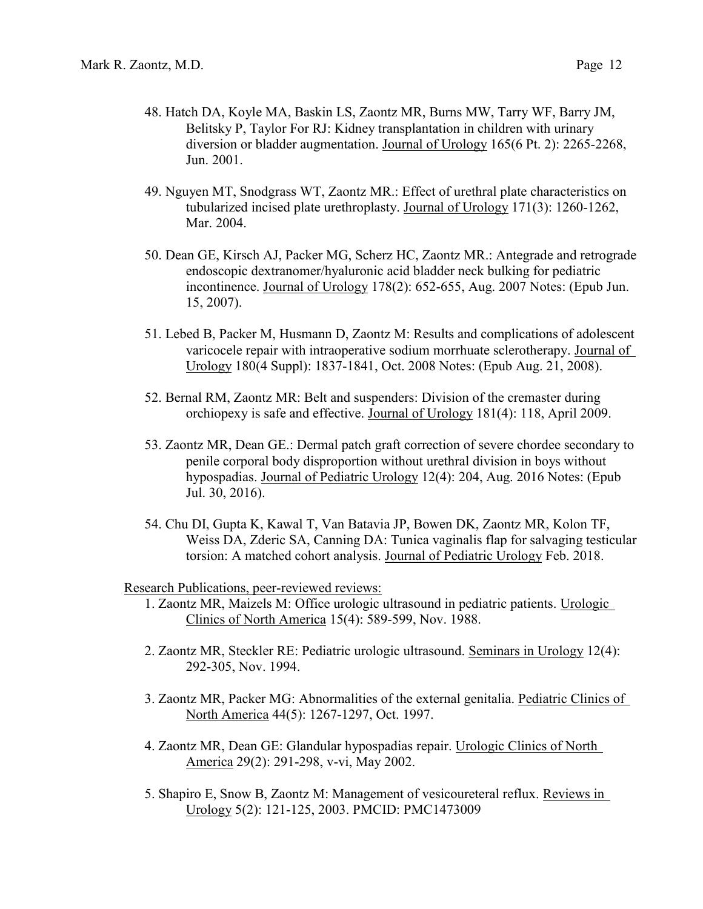48. Hatch DA, Koyle MA, Baskin LS, Zaontz MR, Burns MW, Tarry WF, Barry JM, Belitsky P, Taylor For RJ: Kidney transplantation in children with urinary diversion or bladder augmentation. Journal of Urology 165(6 Pt. 2): 2265-2268, Jun. 2001.

49. Nguyen MT, Snodgrass WT, Zaontz MR.: Effect of urethral plate characteristics on tubularized incised plate urethroplasty. Journal of Urology 171(3): 1260-1262, Mar. 2004.

50. Dean GE, Kirsch AJ, Packer MG, Scherz HC, Zaontz MR.: Antegrade and retrograde endoscopic dextranomer/hyaluronic acid bladder neck bulking for pediatric incontinence. Journal of Urology 178(2): 652-655, Aug. 2007 Notes: (Epub Jun. 15, 2007).

51. Lebed B, Packer M, Husmann D, Zaontz M: Results and complications of adolescent varicocele repair with intraoperative sodium morrhuate sclerotherapy. Journal of Urology 180(4 Suppl): 1837-1841, Oct. 2008 Notes: (Epub Aug. 21, 2008).

52. Bernal RM, Zaontz MR: Belt and suspenders: Division of the cremaster during orchiopexy is safe and effective. Journal of Urology 181(4): 118, April 2009.

53. Zaontz MR, Dean GE.: Dermal patch graft correction of severe chordee secondary to penile corporal body disproportion without urethral division in boys without hypospadias. Journal of Pediatric Urology 12(4): 204, Aug. 2016 Notes: (Epub Jul. 30, 2016).

54. Chu DI, Gupta K, Kawal T, Van Batavia JP, Bowen DK, Zaontz MR, Kolon TF, Weiss DA, Zderic SA, Canning DA: Tunica vaginalis flap for salvaging testicular torsion: A matched cohort analysis. Journal of Pediatric Urology Feb. 2018.

Research Publications, peer-reviewed reviews:

1. Zaontz MR, Maizels M: Office urologic ultrasound in pediatric patients. Urologic Clinics of North America 15(4): 589-599, Nov. 1988.

2. Zaontz MR, Steckler RE: Pediatric urologic ultrasound. Seminars in Urology 12(4): 292-305, Nov. 1994.

3. Zaontz MR, Packer MG: Abnormalities of the external genitalia. Pediatric Clinics of North America 44(5): 1267-1297, Oct. 1997.

4. Zaontz MR, Dean GE: Glandular hypospadias repair. Urologic Clinics of North America 29(2): 291-298, v-vi, May 2002.

5. Shapiro E, Snow B, Zaontz M: Management of vesicoureteral reflux. Reviews in Urology 5(2): 121-125, 2003. PMCID: PMC1473009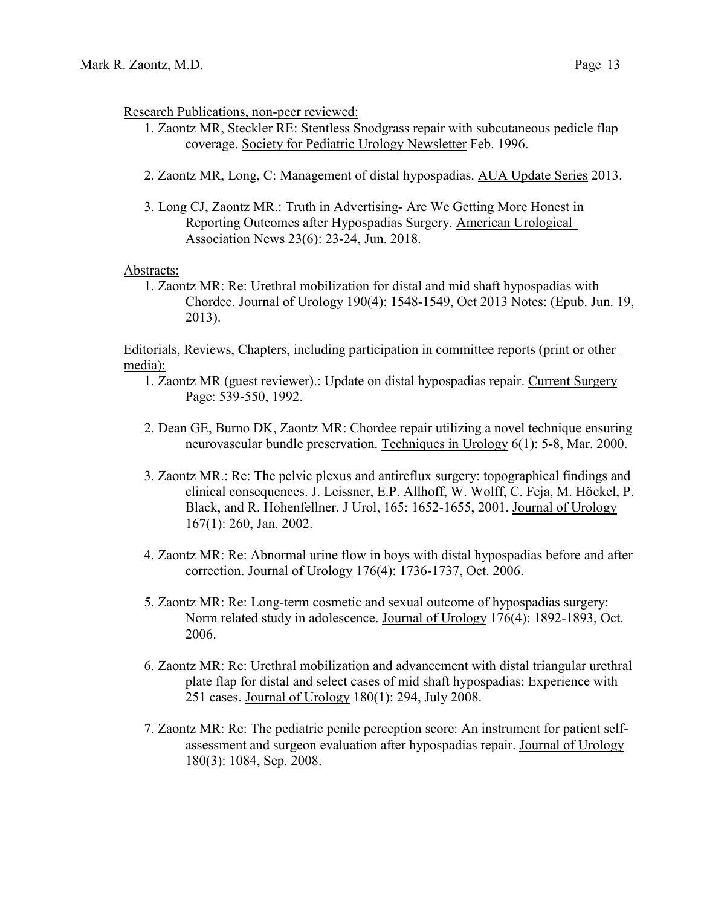Research Publications, non-peer reviewed:

1. Zaontz MR, Steckler RE: Stentless Snodgrass repair with subcutaneous pedicle flap coverage. Society for Pediatric Urology Newsletter Feb. 1996.

2. Zaontz MR, Long, C: Management of distal hypospadias. AUA Update Series 2013.

3. Long CJ, Zaontz MR.: Truth in Advertising- Are We Getting More Honest in Reporting Outcomes after Hypospadias Surgery. American Urological Association News 23(6): 23-24, Jun. 2018.

Abstracts:

1. Zaontz MR: Re: Urethral mobilization for distal and mid shaft hypospadias with Chordee. Journal of Urology 190(4): 1548-1549, Oct 2013 Notes: (Epub. Jun. 19, 2013).

Editorials, Reviews, Chapters, including participation in committee reports (print or other media):

1. Zaontz MR (guest reviewer).: Update on distal hypospadias repair. Current Surgery Page: 539-550, 1992.

2. Dean GE, Burno DK, Zaontz MR: Chordee repair utilizing a novel technique ensuring neurovascular bundle preservation. Techniques in Urology 6(1): 5-8, Mar. 2000.

3. Zaontz MR.: Re: The pelvic plexus and antireflux surgery: topographical findings and clinical consequences. J. Leissner, E.P. Allhoff, W. Wolff, C. Feja, M. Höckel, P. Black, and R. Hohenfellner. J Urol, 165: 1652-1655, 2001. Journal of Urology 167(1): 260, Jan. 2002.

4. Zaontz MR: Re: Abnormal urine flow in boys with distal hypospadias before and after correction. Journal of Urology 176(4): 1736-1737, Oct. 2006.

5. Zaontz MR: Re: Long-term cosmetic and sexual outcome of hypospadias surgery: Norm related study in adolescence. Journal of Urology 176(4): 1892-1893, Oct. 2006.

6. Zaontz MR: Re: Urethral mobilization and advancement with distal triangular urethral plate flap for distal and select cases of mid shaft hypospadias: Experience with 251 cases. Journal of Urology 180(1): 294, July 2008.

7. Zaontz MR: Re: The pediatric penile perception score: An instrument for patient self-assessment and surgeon evaluation after hypospadias repair. Journal of Urology 180(3): 1084, Sep. 2008.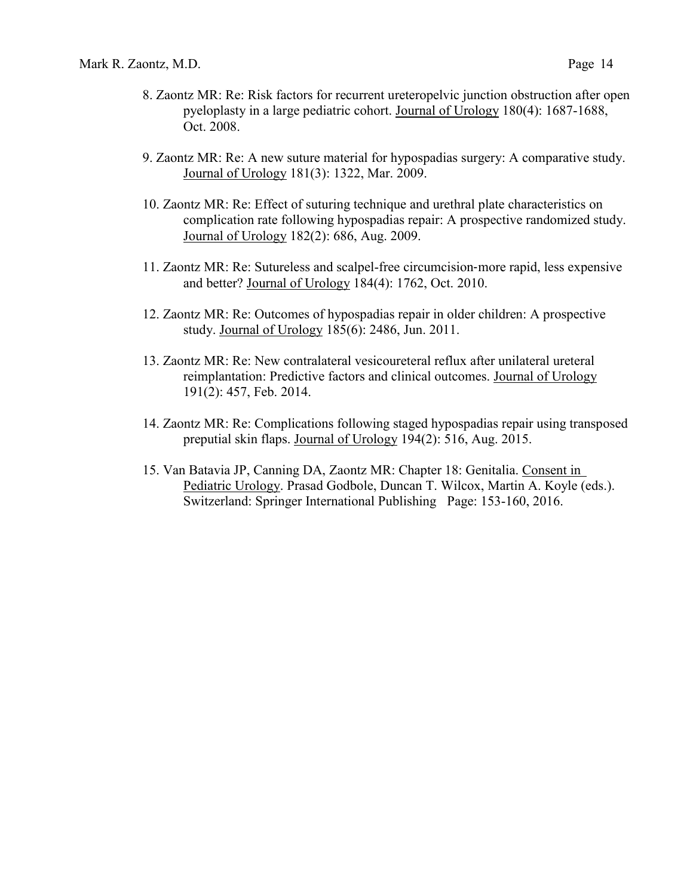8. Zaontz MR: Re: Risk factors for recurrent ureteropelvic junction obstruction after open pyeloplasty in a large pediatric cohort. Journal of Urology 180(4): 1687-1688, Oct. 2008.

9. Zaontz MR: Re: A new suture material for hypospadias surgery: A comparative study. Journal of Urology 181(3): 1322, Mar. 2009.

10. Zaontz MR: Re: Effect of suturing technique and urethral plate characteristics on complication rate following hypospadias repair: A prospective randomized study. Journal of Urology 182(2): 686, Aug. 2009.

11. Zaontz MR: Re: Sutureless and scalpel-free circumcision-more rapid, less expensive and better? Journal of Urology 184(4): 1762, Oct. 2010.

12. Zaontz MR: Re: Outcomes of hypospadias repair in older children: A prospective study. Journal of Urology 185(6): 2486, Jun. 2011.

13. Zaontz MR: Re: New contralateral vesicoureteral reflux after unilateral ureteral reimplantation: Predictive factors and clinical outcomes. Journal of Urology 191(2): 457, Feb. 2014.

14. Zaontz MR: Re: Complications following staged hypospadias repair using transposed preputial skin flaps. Journal of Urology 194(2): 516, Aug. 2015.

15. Van Batavia JP, Canning DA, Zaontz MR: Chapter 18: Genitalia. Consent in Pediatric Urology. Prasad Godbole, Duncan T. Wilcox, Martin A. Koyle (eds.). Switzerland: Springer International Publishing Page: 153-160, 2016.